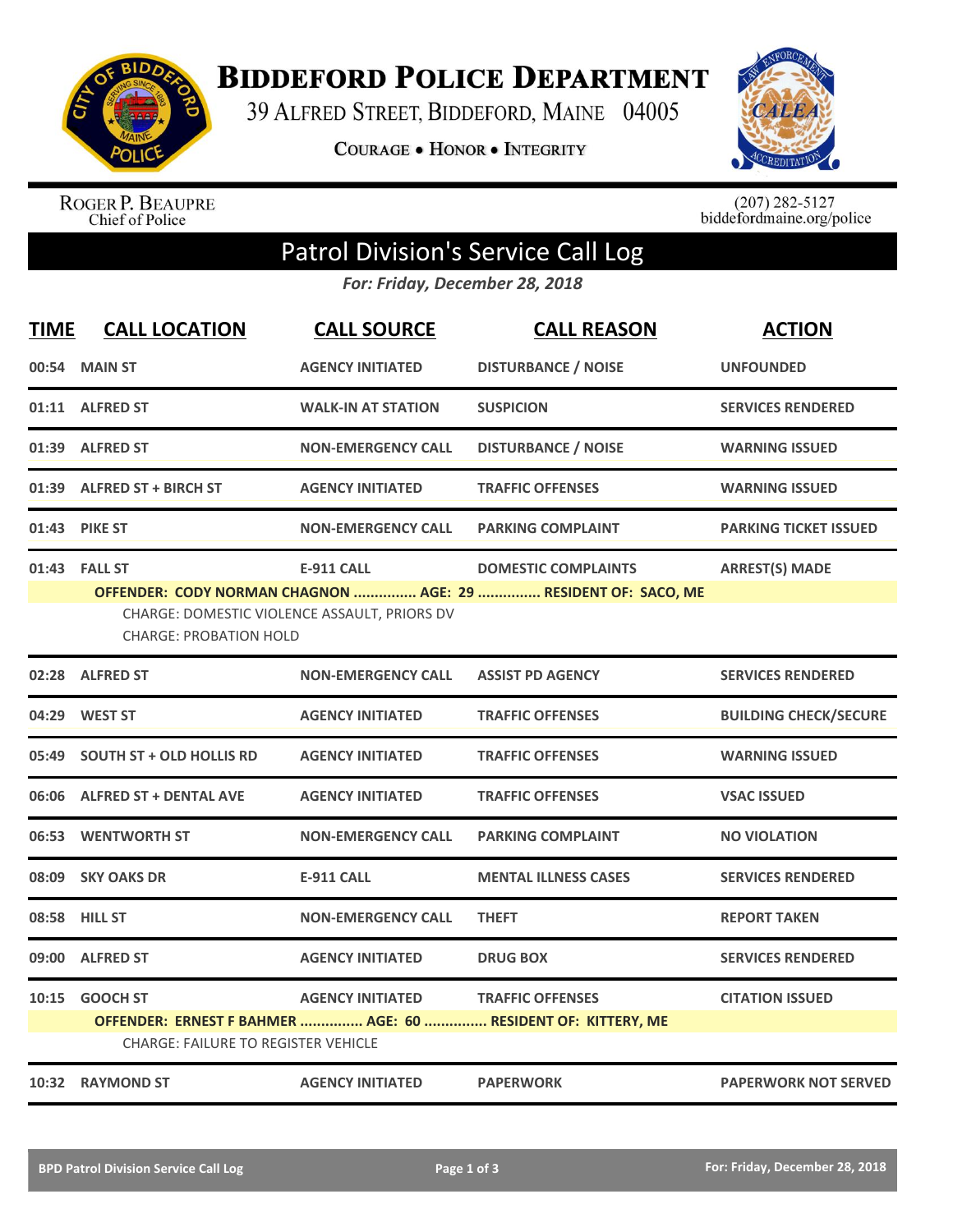# Biddeford Police Department

39 Alfred Street, Biddeford, Maine 04005

Courage • Honor • Integrity

Roger P. Beaupre
Chief of Police

(207) 282-5127
biddefordmaine.org/police

## Patrol Division's Service Call Log

*For: Friday, December 28, 2018*

| TIME | CALL LOCATION | CALL SOURCE | CALL REASON | ACTION |
|---|---|---|---|---|
| 00:54 | MAIN ST | AGENCY INITIATED | DISTURBANCE / NOISE | UNFOUNDED |
| 01:11 | ALFRED ST | WALK-IN AT STATION | SUSPICION | SERVICES RENDERED |
| 01:39 | ALFRED ST | NON-EMERGENCY CALL | DISTURBANCE / NOISE | WARNING ISSUED |
| 01:39 | ALFRED ST + BIRCH ST | AGENCY INITIATED | TRAFFIC OFFENSES | WARNING ISSUED |
| 01:43 | PIKE ST | NON-EMERGENCY CALL | PARKING COMPLAINT | PARKING TICKET ISSUED |
| 01:43 | FALL ST | E-911 CALL | DOMESTIC COMPLAINTS | ARREST(S) MADE |
| | OFFENDER: CODY NORMAN CHAGNON ............... AGE: 29 ............... RESIDENT OF: SACO, ME<br>CHARGE: DOMESTIC VIOLENCE ASSAULT, PRIORS DV<br>CHARGE: PROBATION HOLD | | | |
| 02:28 | ALFRED ST | NON-EMERGENCY CALL | ASSIST PD AGENCY | SERVICES RENDERED |
| 04:29 | WEST ST | AGENCY INITIATED | TRAFFIC OFFENSES | BUILDING CHECK/SECURE |
| 05:49 | SOUTH ST + OLD HOLLIS RD | AGENCY INITIATED | TRAFFIC OFFENSES | WARNING ISSUED |
| 06:06 | ALFRED ST + DENTAL AVE | AGENCY INITIATED | TRAFFIC OFFENSES | VSAC ISSUED |
| 06:53 | WENTWORTH ST | NON-EMERGENCY CALL | PARKING COMPLAINT | NO VIOLATION |
| 08:09 | SKY OAKS DR | E-911 CALL | MENTAL ILLNESS CASES | SERVICES RENDERED |
| 08:58 | HILL ST | NON-EMERGENCY CALL | THEFT | REPORT TAKEN |
| 09:00 | ALFRED ST | AGENCY INITIATED | DRUG BOX | SERVICES RENDERED |
| 10:15 | GOOCH ST | AGENCY INITIATED | TRAFFIC OFFENSES | CITATION ISSUED |
| | OFFENDER: ERNEST F BAHMER ............... AGE: 60 ............... RESIDENT OF: KITTERY, ME<br>CHARGE: FAILURE TO REGISTER VEHICLE | | | |
| 10:32 | RAYMOND ST | AGENCY INITIATED | PAPERWORK | PAPERWORK NOT SERVED |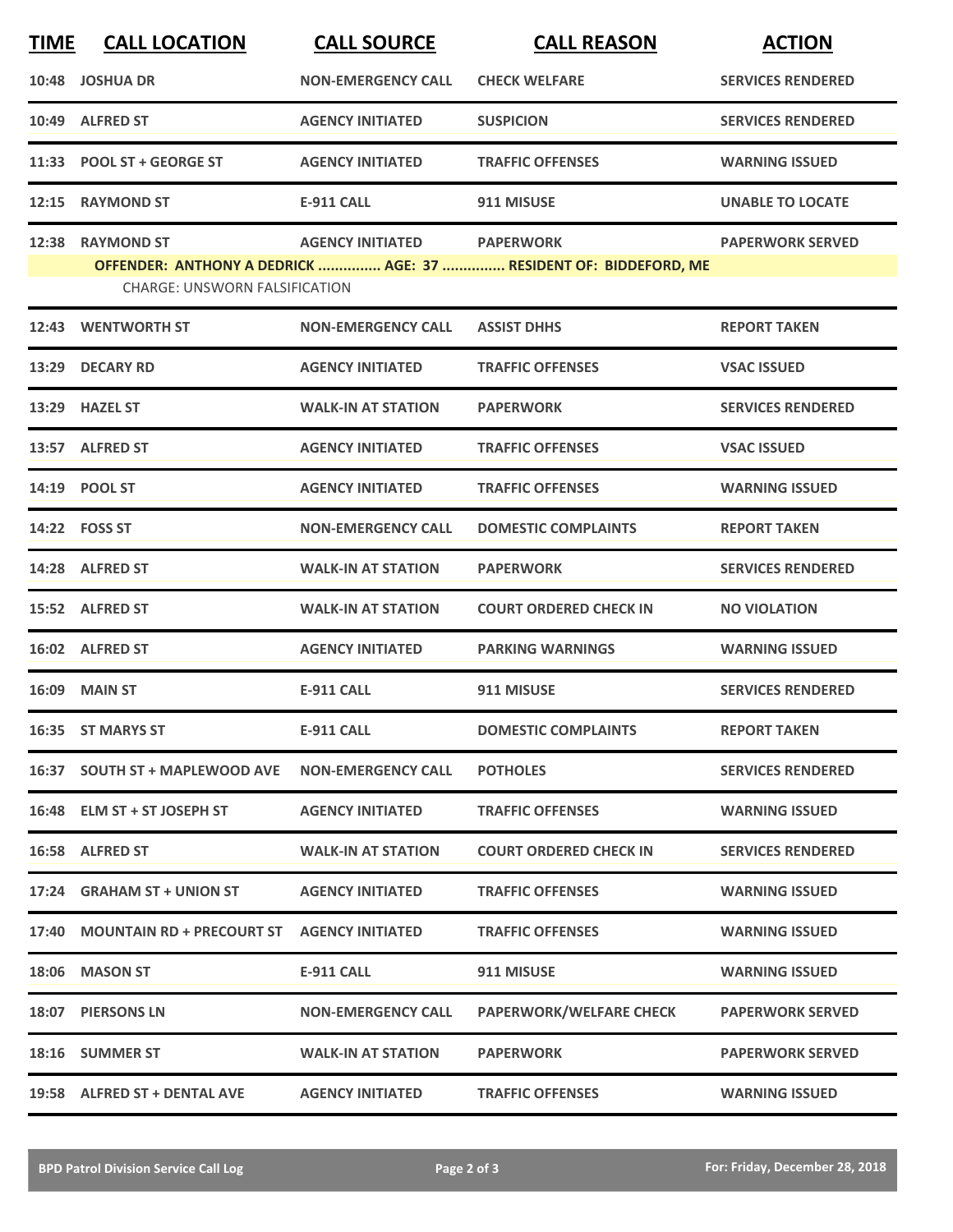| TIME | CALL LOCATION | CALL SOURCE | CALL REASON | ACTION |
|---|---|---|---|---|
| 10:48 | JOSHUA DR | NON-EMERGENCY CALL | CHECK WELFARE | SERVICES RENDERED |
| 10:49 | ALFRED ST | AGENCY INITIATED | SUSPICION | SERVICES RENDERED |
| 11:33 | POOL ST + GEORGE ST | AGENCY INITIATED | TRAFFIC OFFENSES | WARNING ISSUED |
| 12:15 | RAYMOND ST | E-911 CALL | 911 MISUSE | UNABLE TO LOCATE |
| 12:38 | RAYMOND ST | AGENCY INITIATED | PAPERWORK | PAPERWORK SERVED |
| | OFFENDER: ANTHONY A DEDRICK ............... AGE: 37 ............... RESIDENT OF: BIDDEFORD, ME | | | |
| | CHARGE: UNSWORN FALSIFICATION | | | |
| 12:43 | WENTWORTH ST | NON-EMERGENCY CALL | ASSIST DHHS | REPORT TAKEN |
| 13:29 | DECARY RD | AGENCY INITIATED | TRAFFIC OFFENSES | VSAC ISSUED |
| 13:29 | HAZEL ST | WALK-IN AT STATION | PAPERWORK | SERVICES RENDERED |
| 13:57 | ALFRED ST | AGENCY INITIATED | TRAFFIC OFFENSES | VSAC ISSUED |
| 14:19 | POOL ST | AGENCY INITIATED | TRAFFIC OFFENSES | WARNING ISSUED |
| 14:22 | FOSS ST | NON-EMERGENCY CALL | DOMESTIC COMPLAINTS | REPORT TAKEN |
| 14:28 | ALFRED ST | WALK-IN AT STATION | PAPERWORK | SERVICES RENDERED |
| 15:52 | ALFRED ST | WALK-IN AT STATION | COURT ORDERED CHECK IN | NO VIOLATION |
| 16:02 | ALFRED ST | AGENCY INITIATED | PARKING WARNINGS | WARNING ISSUED |
| 16:09 | MAIN ST | E-911 CALL | 911 MISUSE | SERVICES RENDERED |
| 16:35 | ST MARYS ST | E-911 CALL | DOMESTIC COMPLAINTS | REPORT TAKEN |
| 16:37 | SOUTH ST + MAPLEWOOD AVE | NON-EMERGENCY CALL | POTHOLES | SERVICES RENDERED |
| 16:48 | ELM ST + ST JOSEPH ST | AGENCY INITIATED | TRAFFIC OFFENSES | WARNING ISSUED |
| 16:58 | ALFRED ST | WALK-IN AT STATION | COURT ORDERED CHECK IN | SERVICES RENDERED |
| 17:24 | GRAHAM ST + UNION ST | AGENCY INITIATED | TRAFFIC OFFENSES | WARNING ISSUED |
| 17:40 | MOUNTAIN RD + PRECOURT ST | AGENCY INITIATED | TRAFFIC OFFENSES | WARNING ISSUED |
| 18:06 | MASON ST | E-911 CALL | 911 MISUSE | WARNING ISSUED |
| 18:07 | PIERSONS LN | NON-EMERGENCY CALL | PAPERWORK/WELFARE CHECK | PAPERWORK SERVED |
| 18:16 | SUMMER ST | WALK-IN AT STATION | PAPERWORK | PAPERWORK SERVED |
| 19:58 | ALFRED ST + DENTAL AVE | AGENCY INITIATED | TRAFFIC OFFENSES | WARNING ISSUED |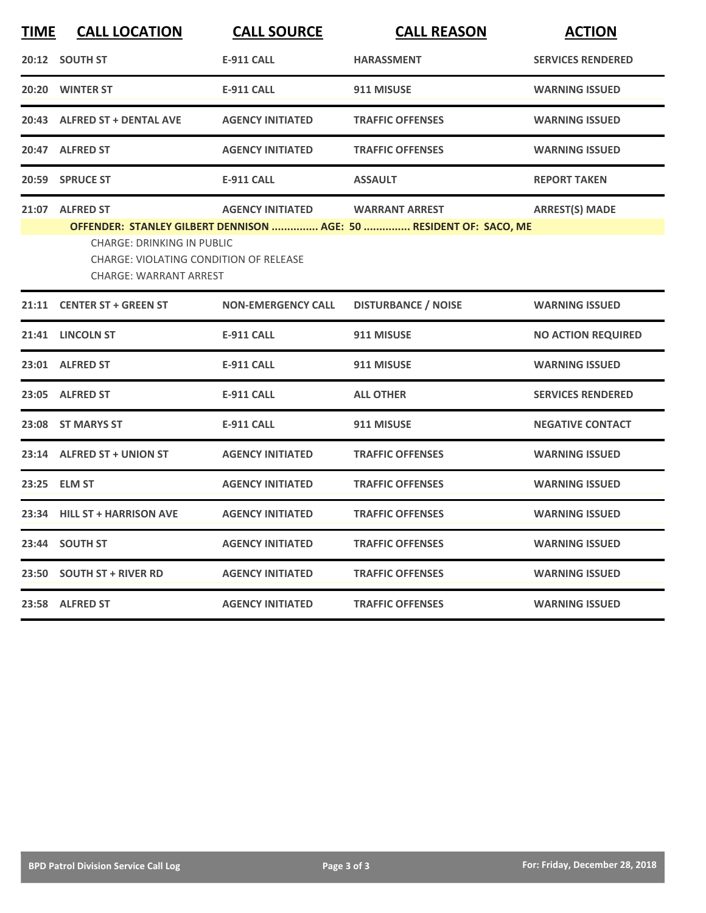| TIME | CALL LOCATION | CALL SOURCE | CALL REASON | ACTION |
|---|---|---|---|---|
| 20:12 | SOUTH ST | E-911 CALL | HARASSMENT | SERVICES RENDERED |
| 20:20 | WINTER ST | E-911 CALL | 911 MISUSE | WARNING ISSUED |
| 20:43 | ALFRED ST + DENTAL AVE | AGENCY INITIATED | TRAFFIC OFFENSES | WARNING ISSUED |
| 20:47 | ALFRED ST | AGENCY INITIATED | TRAFFIC OFFENSES | WARNING ISSUED |
| 20:59 | SPRUCE ST | E-911 CALL | ASSAULT | REPORT TAKEN |
| 21:07 | ALFRED ST | AGENCY INITIATED | WARRANT ARREST | ARREST(S) MADE |
| | OFFENDER: STANLEY GILBERT DENNISON ............... AGE: 50 ............... RESIDENT OF: SACO, ME | | | |
| | CHARGE: DRINKING IN PUBLIC<br>CHARGE: VIOLATING CONDITION OF RELEASE<br>CHARGE: WARRANT ARREST | | | |
| 21:11 | CENTER ST + GREEN ST | NON-EMERGENCY CALL | DISTURBANCE / NOISE | WARNING ISSUED |
| 21:41 | LINCOLN ST | E-911 CALL | 911 MISUSE | NO ACTION REQUIRED |
| 23:01 | ALFRED ST | E-911 CALL | 911 MISUSE | WARNING ISSUED |
| 23:05 | ALFRED ST | E-911 CALL | ALL OTHER | SERVICES RENDERED |
| 23:08 | ST MARYS ST | E-911 CALL | 911 MISUSE | NEGATIVE CONTACT |
| 23:14 | ALFRED ST + UNION ST | AGENCY INITIATED | TRAFFIC OFFENSES | WARNING ISSUED |
| 23:25 | ELM ST | AGENCY INITIATED | TRAFFIC OFFENSES | WARNING ISSUED |
| 23:34 | HILL ST + HARRISON AVE | AGENCY INITIATED | TRAFFIC OFFENSES | WARNING ISSUED |
| 23:44 | SOUTH ST | AGENCY INITIATED | TRAFFIC OFFENSES | WARNING ISSUED |
| 23:50 | SOUTH ST + RIVER RD | AGENCY INITIATED | TRAFFIC OFFENSES | WARNING ISSUED |
| 23:58 | ALFRED ST | AGENCY INITIATED | TRAFFIC OFFENSES | WARNING ISSUED |